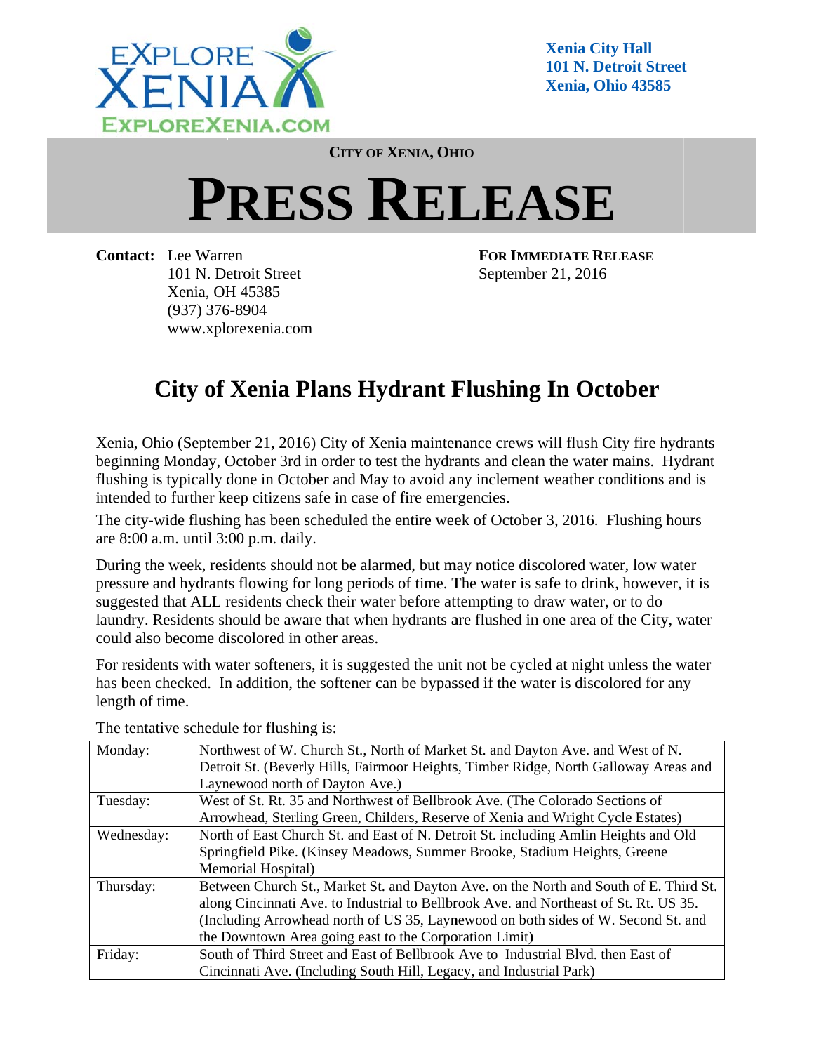EXPLORE XENIA
EXPLOREXENIA.COM

**Xenia City Hall**
**101 N. Detroit Street**
**Xenia, Ohio 43585**

**CITY OF XENIA, OHIO**

# PRESS RELEASE

**Contact:** Lee Warren
101 N. Detroit Street
Xenia, OH 45385
(937) 376-8904
www.xplorexenia.com

**FOR IMMEDIATE RELEASE**
September 21, 2016

## City of Xenia Plans Hydrant Flushing In October

Xenia, Ohio (September 21, 2016) City of Xenia maintenance crews will flush City fire hydrants beginning Monday, October 3rd in order to test the hydrants and clean the water mains. Hydrant flushing is typically done in October and May to avoid any inclement weather conditions and is intended to further keep citizens safe in case of fire emergencies.

The city-wide flushing has been scheduled the entire week of October 3, 2016. Flushing hours are 8:00 a.m. until 3:00 p.m. daily.

During the week, residents should not be alarmed, but may notice discolored water, low water pressure and hydrants flowing for long periods of time. The water is safe to drink, however, it is suggested that ALL residents check their water before attempting to draw water, or to do laundry. Residents should be aware that when hydrants are flushed in one area of the City, water could also become discolored in other areas.

For residents with water softeners, it is suggested the unit not be cycled at night unless the water has been checked. In addition, the softener can be bypassed if the water is discolored for any length of time.

The tentative schedule for flushing is:

| | |
|---|---|
| Monday: | Northwest of W. Church St., North of Market St. and Dayton Ave. and West of N. Detroit St. (Beverly Hills, Fairmoor Heights, Timber Ridge, North Galloway Areas and Laynewood north of Dayton Ave.) |
| Tuesday: | West of St. Rt. 35 and Northwest of Bellbrook Ave. (The Colorado Sections of Arrowhead, Sterling Green, Childers, Reserve of Xenia and Wright Cycle Estates) |
| Wednesday: | North of East Church St. and East of N. Detroit St. including Amlin Heights and Old Springfield Pike. (Kinsey Meadows, Summer Brooke, Stadium Heights, Greene Memorial Hospital) |
| Thursday: | Between Church St., Market St. and Dayton Ave. on the North and South of E. Third St. along Cincinnati Ave. to Industrial to Bellbrook Ave. and Northeast of St. Rt. US 35. (Including Arrowhead north of US 35, Laynewood on both sides of W. Second St. and the Downtown Area going east to the Corporation Limit) |
| Friday: | South of Third Street and East of Bellbrook Ave to Industrial Blvd. then East of Cincinnati Ave. (Including South Hill, Legacy, and Industrial Park) |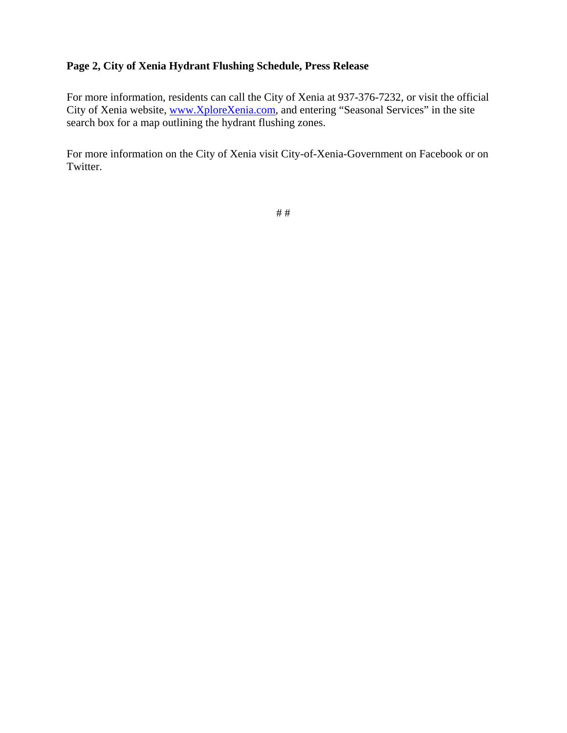**Page 2, City of Xenia Hydrant Flushing Schedule, Press Release**

For more information, residents can call the City of Xenia at 937-376-7232, or visit the official City of Xenia website, www.XploreXenia.com, and entering "Seasonal Services" in the site search box for a map outlining the hydrant flushing zones.

For more information on the City of Xenia visit City-of-Xenia-Government on Facebook or on Twitter.

# #